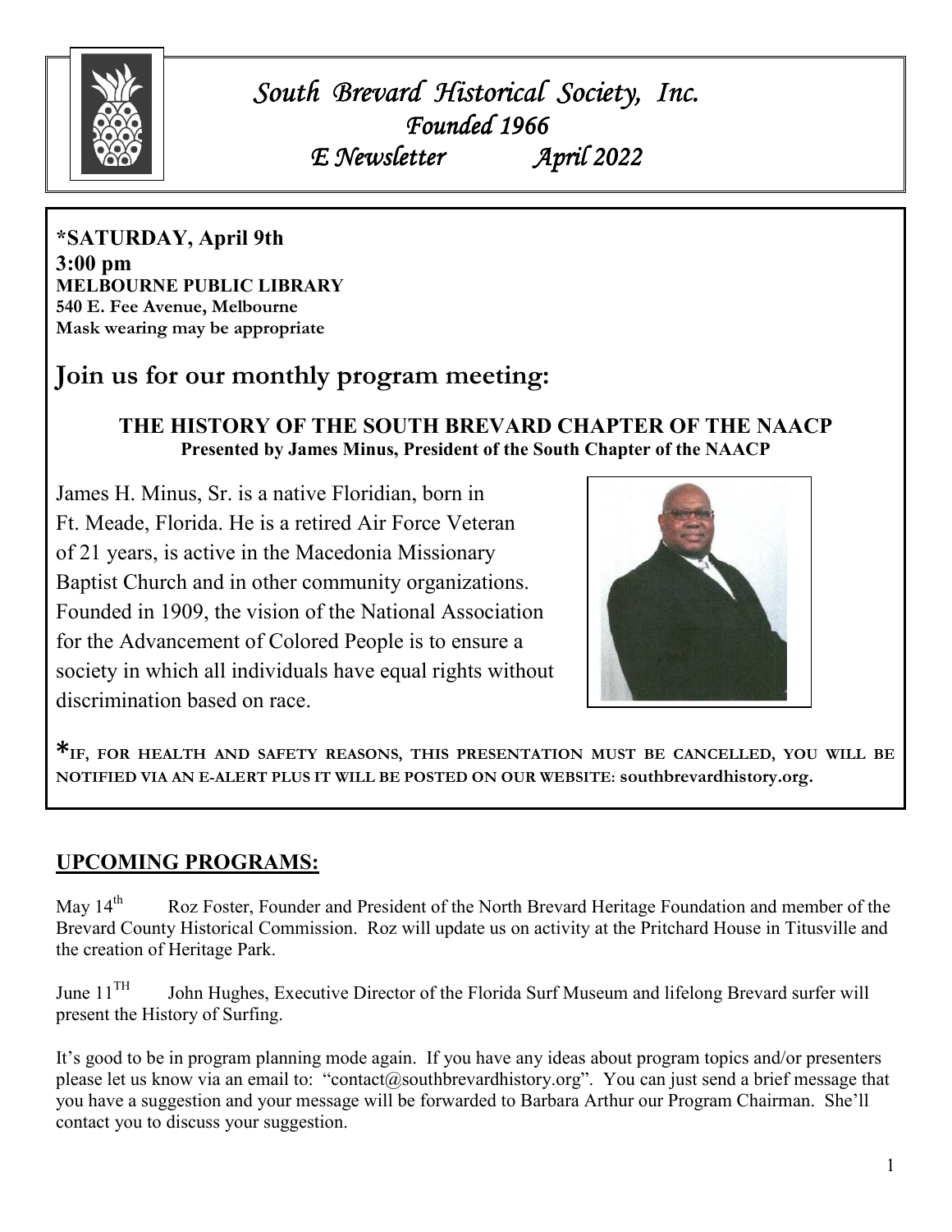# *South Brevard Historical Society, Inc.*
## *Founded 1966*
## *E Newsletter April 2022*

**\*SATURDAY, April 9th**
**3:00 pm**
**MELBOURNE PUBLIC LIBRARY**
**540 E. Fee Avenue, Melbourne**
**Mask wearing may be appropriate**

## Join us for our monthly program meeting:

### THE HISTORY OF THE SOUTH BREVARD CHAPTER OF THE NAACP
**Presented by James Minus, President of the South Chapter of the NAACP**

James H. Minus, Sr. is a native Floridian, born in Ft. Meade, Florida. He is a retired Air Force Veteran of 21 years, is active in the Macedonia Missionary Baptist Church and in other community organizations. Founded in 1909, the vision of the National Association for the Advancement of Colored People is to ensure a society in which all individuals have equal rights without discrimination based on race.

*IF, FOR HEALTH AND SAFETY REASONS, THIS PRESENTATION MUST BE CANCELLED, YOU WILL BE NOTIFIED VIA AN E-ALERT PLUS IT WILL BE POSTED ON OUR WEBSITE: **southbrevardhistory.org.**

## UPCOMING PROGRAMS:

May 14th Roz Foster, Founder and President of the North Brevard Heritage Foundation and member of the Brevard County Historical Commission. Roz will update us on activity at the Pritchard House in Titusville and the creation of Heritage Park.

June 11TH John Hughes, Executive Director of the Florida Surf Museum and lifelong Brevard surfer will present the History of Surfing.

It's good to be in program planning mode again. If you have any ideas about program topics and/or presenters please let us know via an email to: "contact@southbrevardhistory.org". You can just send a brief message that you have a suggestion and your message will be forwarded to Barbara Arthur our Program Chairman. She'll contact you to discuss your suggestion.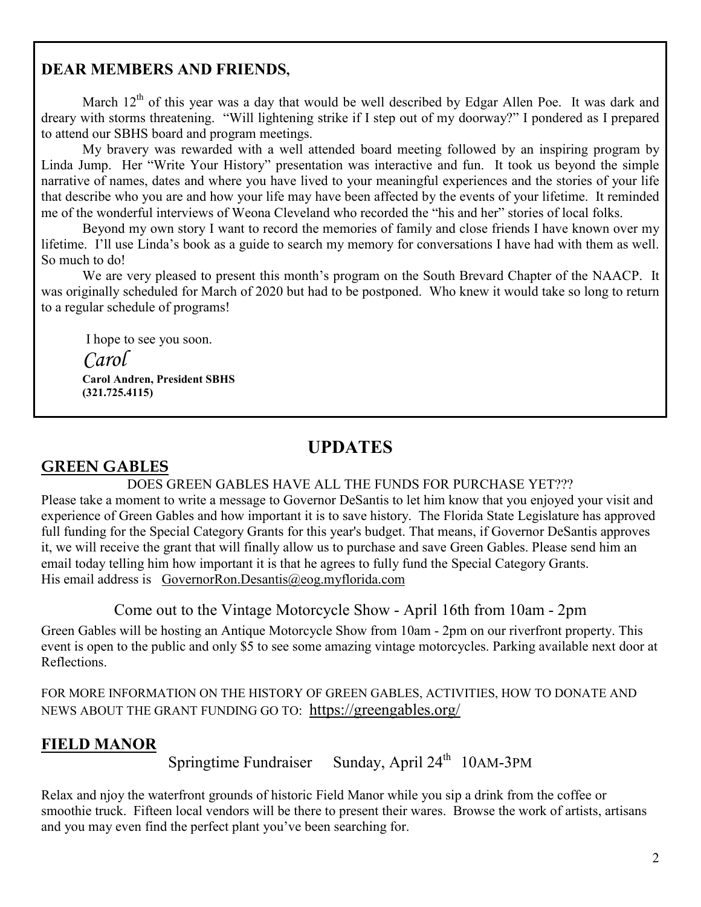## DEAR MEMBERS AND FRIENDS,

March 12th of this year was a day that would be well described by Edgar Allen Poe. It was dark and dreary with storms threatening. "Will lightening strike if I step out of my doorway?" I pondered as I prepared to attend our SBHS board and program meetings.

My bravery was rewarded with a well attended board meeting followed by an inspiring program by Linda Jump. Her "Write Your History" presentation was interactive and fun. It took us beyond the simple narrative of names, dates and where you have lived to your meaningful experiences and the stories of your life that describe who you are and how your life may have been affected by the events of your lifetime. It reminded me of the wonderful interviews of Weona Cleveland who recorded the "his and her" stories of local folks.

Beyond my own story I want to record the memories of family and close friends I have known over my lifetime. I'll use Linda's book as a guide to search my memory for conversations I have had with them as well. So much to do!

We are very pleased to present this month's program on the South Brevard Chapter of the NAACP. It was originally scheduled for March of 2020 but had to be postponed. Who knew it would take so long to return to a regular schedule of programs!

I hope to see you soon.

*Carol*

**Carol Andren, President SBHS**
**(321.725.4115)**

# UPDATES

## GREEN GABLES

DOES GREEN GABLES HAVE ALL THE FUNDS FOR PURCHASE YET???

Please take a moment to write a message to Governor DeSantis to let him know that you enjoyed your visit and experience of Green Gables and how important it is to save history. The Florida State Legislature has approved full funding for the Special Category Grants for this year's budget. That means, if Governor DeSantis approves it, we will receive the grant that will finally allow us to purchase and save Green Gables. Please send him an email today telling him how important it is that he agrees to fully fund the Special Category Grants. His email address is GovernorRon.Desantis@eog.myflorida.com

Come out to the Vintage Motorcycle Show - April 16th from 10am - 2pm

Green Gables will be hosting an Antique Motorcycle Show from 10am - 2pm on our riverfront property. This event is open to the public and only $5 to see some amazing vintage motorcycles. Parking available next door at Reflections.

FOR MORE INFORMATION ON THE HISTORY OF GREEN GABLES, ACTIVITIES, HOW TO DONATE AND NEWS ABOUT THE GRANT FUNDING GO TO: https://greengables.org/

## FIELD MANOR

Springtime Fundraiser Sunday, April 24th 10AM-3PM

Relax and njoy the waterfront grounds of historic Field Manor while you sip a drink from the coffee or smoothie truck. Fifteen local vendors will be there to present their wares. Browse the work of artists, artisans and you may even find the perfect plant you've been searching for.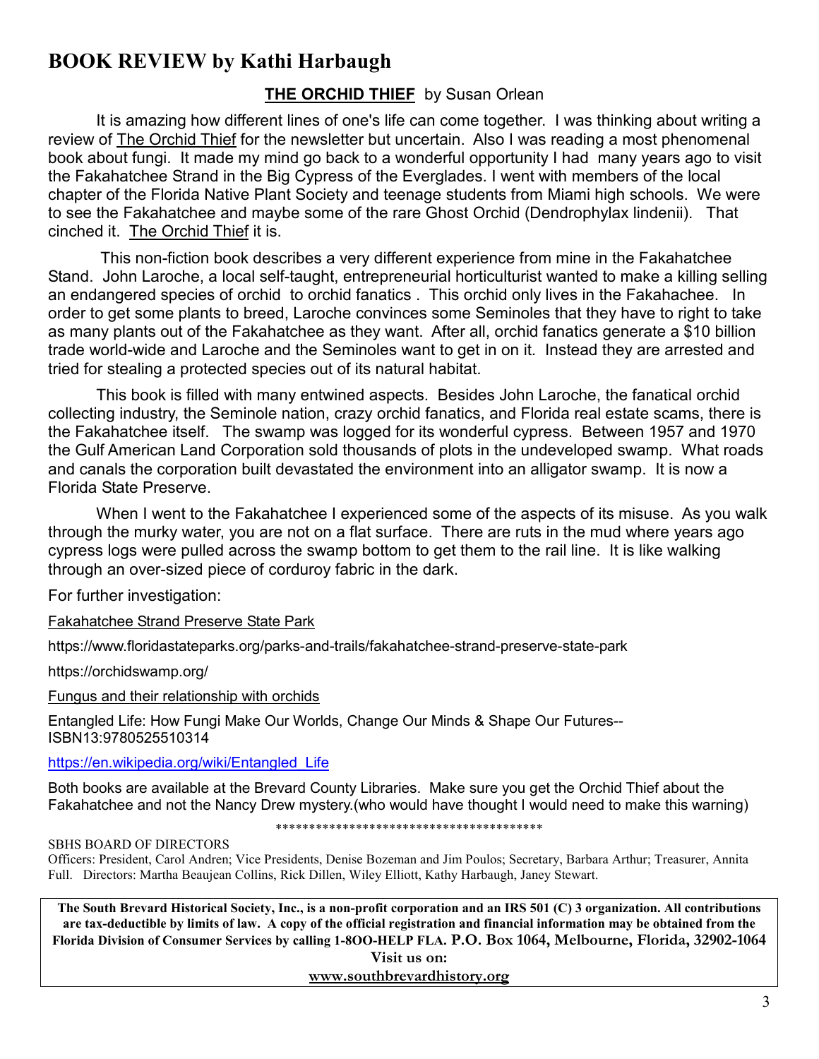## BOOK REVIEW by Kathi Harbaugh

**THE ORCHID THIEF** by Susan Orlean

It is amazing how different lines of one's life can come together. I was thinking about writing a review of The Orchid Thief for the newsletter but uncertain. Also I was reading a most phenomenal book about fungi. It made my mind go back to a wonderful opportunity I had many years ago to visit the Fakahatchee Strand in the Big Cypress of the Everglades. I went with members of the local chapter of the Florida Native Plant Society and teenage students from Miami high schools. We were to see the Fakahatchee and maybe some of the rare Ghost Orchid (Dendrophylax lindenii). That cinched it. The Orchid Thief it is.

This non-fiction book describes a very different experience from mine in the Fakahatchee Stand. John Laroche, a local self-taught, entrepreneurial horticulturist wanted to make a killing selling an endangered species of orchid to orchid fanatics . This orchid only lives in the Fakahachee. In order to get some plants to breed, Laroche convinces some Seminoles that they have to right to take as many plants out of the Fakahatchee as they want. After all, orchid fanatics generate a $10 billion trade world-wide and Laroche and the Seminoles want to get in on it. Instead they are arrested and tried for stealing a protected species out of its natural habitat.

This book is filled with many entwined aspects. Besides John Laroche, the fanatical orchid collecting industry, the Seminole nation, crazy orchid fanatics, and Florida real estate scams, there is the Fakahatchee itself. The swamp was logged for its wonderful cypress. Between 1957 and 1970 the Gulf American Land Corporation sold thousands of plots in the undeveloped swamp. What roads and canals the corporation built devastated the environment into an alligator swamp. It is now a Florida State Preserve.

When I went to the Fakahatchee I experienced some of the aspects of its misuse. As you walk through the murky water, you are not on a flat surface. There are ruts in the mud where years ago cypress logs were pulled across the swamp bottom to get them to the rail line. It is like walking through an over-sized piece of corduroy fabric in the dark.

For further investigation:

Fakahatchee Strand Preserve State Park

https://www.floridastateparks.org/parks-and-trails/fakahatchee-strand-preserve-state-park

https://orchidswamp.org/

Fungus and their relationship with orchids

Entangled Life: How Fungi Make Our Worlds, Change Our Minds & Shape Our Futures--ISBN13:9780525510314

https://en.wikipedia.org/wiki/Entangled_Life

Both books are available at the Brevard County Libraries. Make sure you get the Orchid Thief about the Fakahatchee and not the Nancy Drew mystery.(who would have thought I would need to make this warning)

****************************************

SBHS BOARD OF DIRECTORS

Officers: President, Carol Andren; Vice Presidents, Denise Bozeman and Jim Poulos; Secretary, Barbara Arthur; Treasurer, Annita Full. Directors: Martha Beaujean Collins, Rick Dillen, Wiley Elliott, Kathy Harbaugh, Janey Stewart.

**The South Brevard Historical Society, Inc., is a non-profit corporation and an IRS 501 (C) 3 organization. All contributions are tax-deductible by limits of law. A copy of the official registration and financial information may be obtained from the Florida Division of Consumer Services by calling 1-8OO-HELP FLA. P.O. Box 1064, Melbourne, Florida, 32902-1064**

**Visit us on:**

**www.southbrevardhistory.org**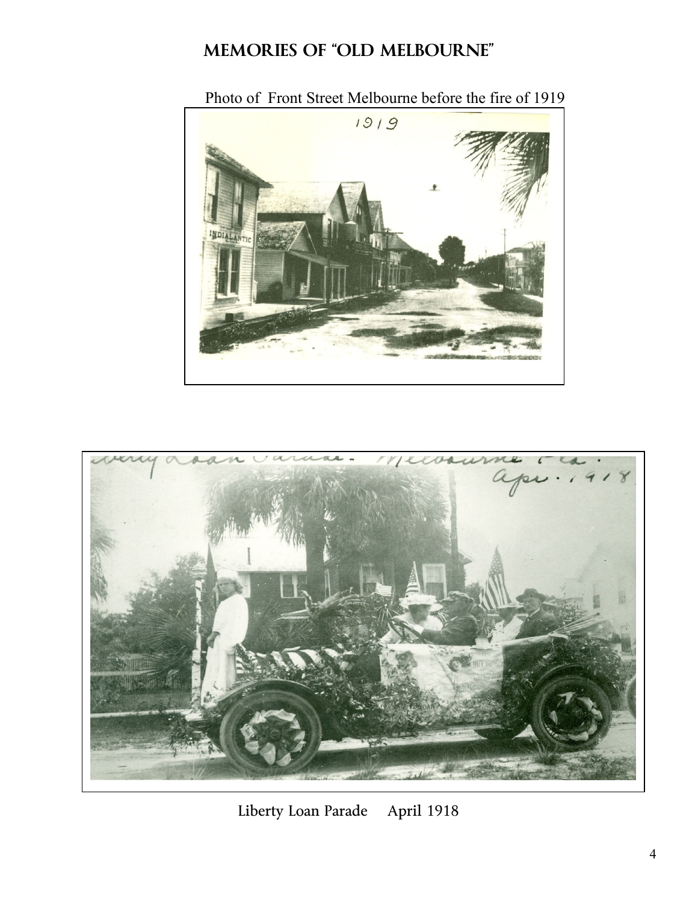# MEMORIES OF "OLD MELBOURNE"

Photo of Front Street Melbourne before the fire of 1919

Liberty Loan Parade April 1918